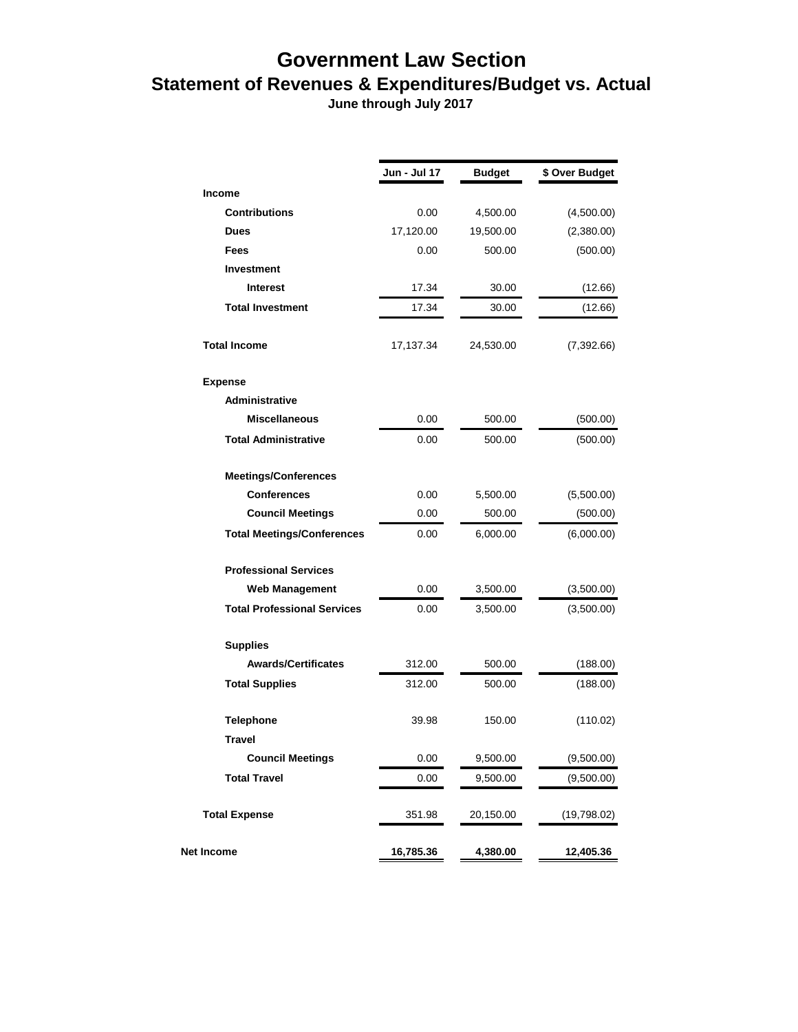# Government Law Section

## Statement of Revenues & Expenditures/Budget vs. Actual

### June through July 2017

| | Jun - Jul 17 | Budget | $ Over Budget |
|---|---|---|---|
| **Income** | | | |
| **Contributions** | 0.00 | 4,500.00 | (4,500.00) |
| **Dues** | 17,120.00 | 19,500.00 | (2,380.00) |
| **Fees** | 0.00 | 500.00 | (500.00) |
| **Investment** | | | |
| **Interest** | 17.34 | 30.00 | (12.66) |
| **Total Investment** | 17.34 | 30.00 | (12.66) |
| **Total Income** | 17,137.34 | 24,530.00 | (7,392.66) |
| **Expense** | | | |
| **Administrative** | | | |
| **Miscellaneous** | 0.00 | 500.00 | (500.00) |
| **Total Administrative** | 0.00 | 500.00 | (500.00) |
| **Meetings/Conferences** | | | |
| **Conferences** | 0.00 | 5,500.00 | (5,500.00) |
| **Council Meetings** | 0.00 | 500.00 | (500.00) |
| **Total Meetings/Conferences** | 0.00 | 6,000.00 | (6,000.00) |
| **Professional Services** | | | |
| **Web Management** | 0.00 | 3,500.00 | (3,500.00) |
| **Total Professional Services** | 0.00 | 3,500.00 | (3,500.00) |
| **Supplies** | | | |
| **Awards/Certificates** | 312.00 | 500.00 | (188.00) |
| **Total Supplies** | 312.00 | 500.00 | (188.00) |
| **Telephone** | 39.98 | 150.00 | (110.02) |
| **Travel** | | | |
| **Council Meetings** | 0.00 | 9,500.00 | (9,500.00) |
| **Total Travel** | 0.00 | 9,500.00 | (9,500.00) |
| **Total Expense** | 351.98 | 20,150.00 | (19,798.02) |
| **Net Income** | **16,785.36** | **4,380.00** | **12,405.36** |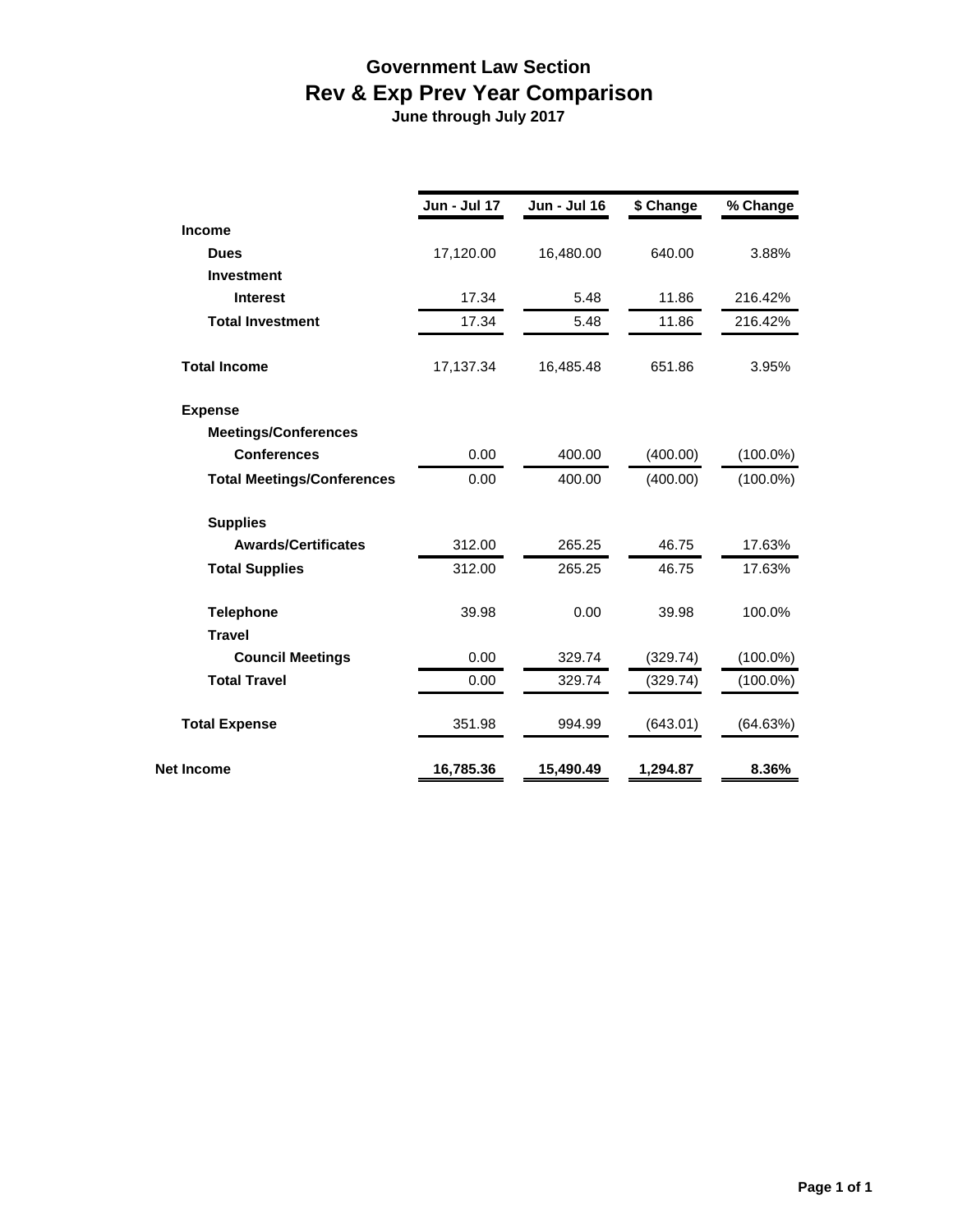# Government Law Section
## Rev & Exp Prev Year Comparison
**June through July 2017**

| | Jun - Jul 17 | Jun - Jul 16 | $ Change | % Change |
|---|---|---|---|---|
| **Income** | | | | |
| **Dues** | 17,120.00 | 16,480.00 | 640.00 | 3.88% |
| **Investment** | | | | |
| **Interest** | 17.34 | 5.48 | 11.86 | 216.42% |
| **Total Investment** | 17.34 | 5.48 | 11.86 | 216.42% |
| **Total Income** | 17,137.34 | 16,485.48 | 651.86 | 3.95% |
| **Expense** | | | | |
| **Meetings/Conferences** | | | | |
| **Conferences** | 0.00 | 400.00 | (400.00) | (100.0%) |
| **Total Meetings/Conferences** | 0.00 | 400.00 | (400.00) | (100.0%) |
| **Supplies** | | | | |
| **Awards/Certificates** | 312.00 | 265.25 | 46.75 | 17.63% |
| **Total Supplies** | 312.00 | 265.25 | 46.75 | 17.63% |
| **Telephone** | 39.98 | 0.00 | 39.98 | 100.0% |
| **Travel** | | | | |
| **Council Meetings** | 0.00 | 329.74 | (329.74) | (100.0%) |
| **Total Travel** | 0.00 | 329.74 | (329.74) | (100.0%) |
| **Total Expense** | 351.98 | 994.99 | (643.01) | (64.63%) |
| **Net Income** | **16,785.36** | **15,490.49** | **1,294.87** | **8.36%** |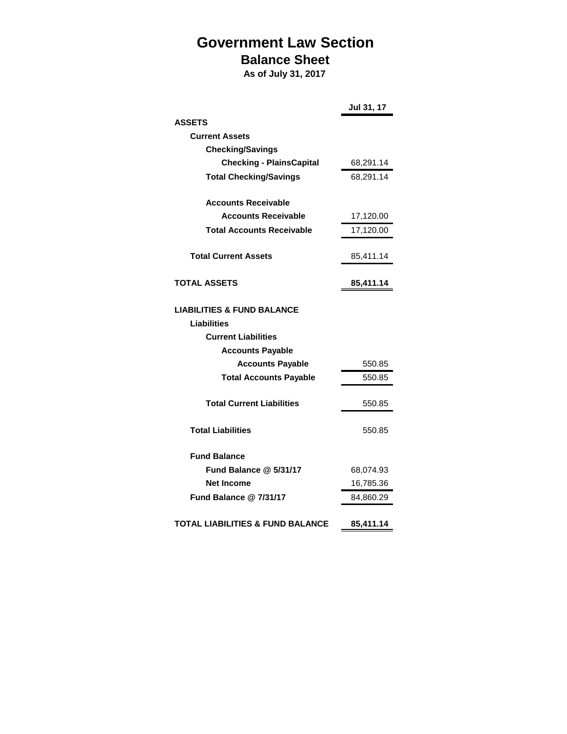# Government Law Section

## Balance Sheet

### As of July 31, 2017

| | Jul 31, 17 |
|---|---|
| **ASSETS** | |
| **Current Assets** | |
| **Checking/Savings** | |
| **Checking - PlainsCapital** | 68,291.14 |
| **Total Checking/Savings** | 68,291.14 |
| **Accounts Receivable** | |
| **Accounts Receivable** | 17,120.00 |
| **Total Accounts Receivable** | 17,120.00 |
| **Total Current Assets** | 85,411.14 |
| **TOTAL ASSETS** | **85,411.14** |
| **LIABILITIES & FUND BALANCE** | |
| **Liabilities** | |
| **Current Liabilities** | |
| **Accounts Payable** | |
| **Accounts Payable** | 550.85 |
| **Total Accounts Payable** | 550.85 |
| **Total Current Liabilities** | 550.85 |
| **Total Liabilities** | 550.85 |
| **Fund Balance** | |
| **Fund Balance @ 5/31/17** | 68,074.93 |
| **Net Income** | 16,785.36 |
| **Fund Balance @ 7/31/17** | 84,860.29 |
| **TOTAL LIABILITIES & FUND BALANCE** | **85,411.14** |